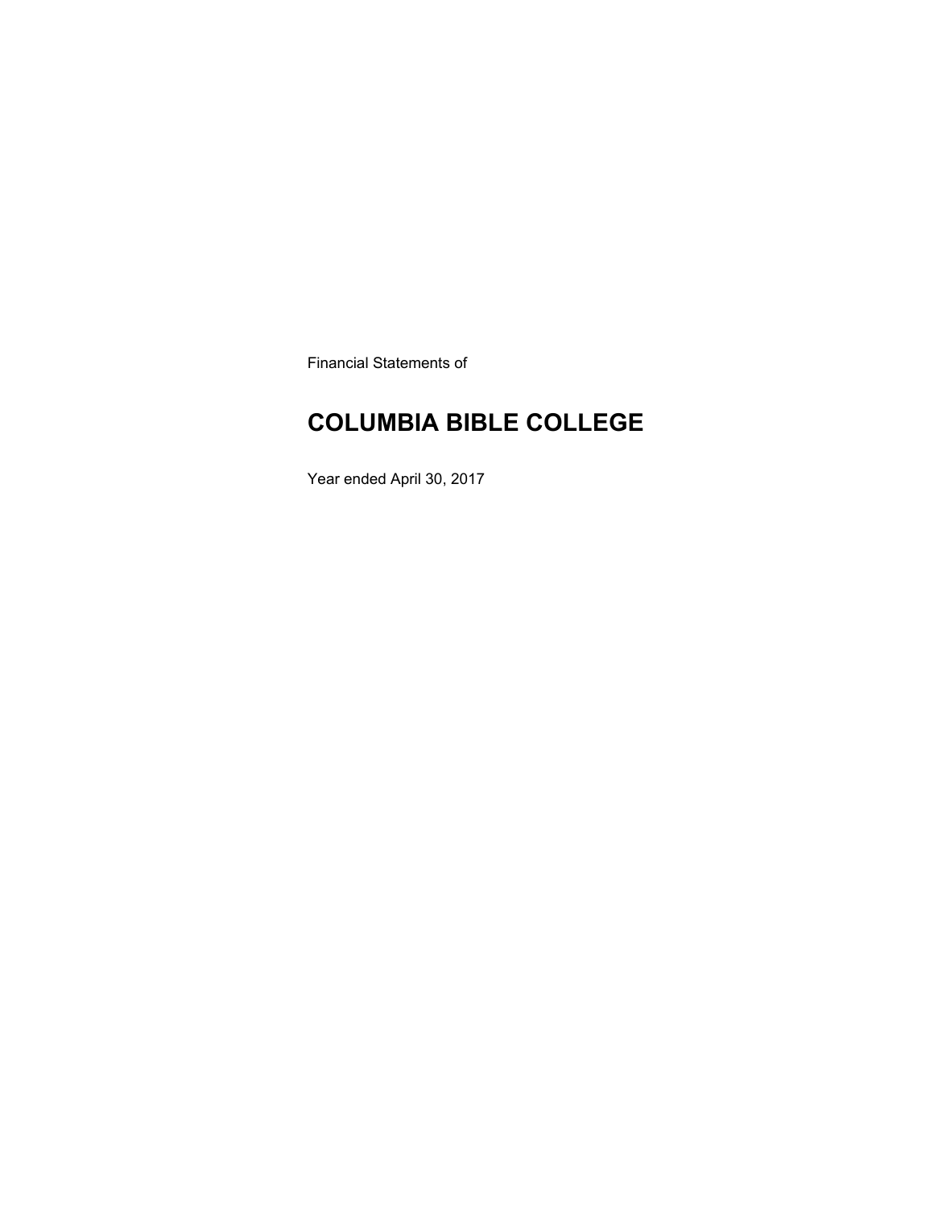Financial Statements of

# COLUMBIA BIBLE COLLEGE

Year ended April 30, 2017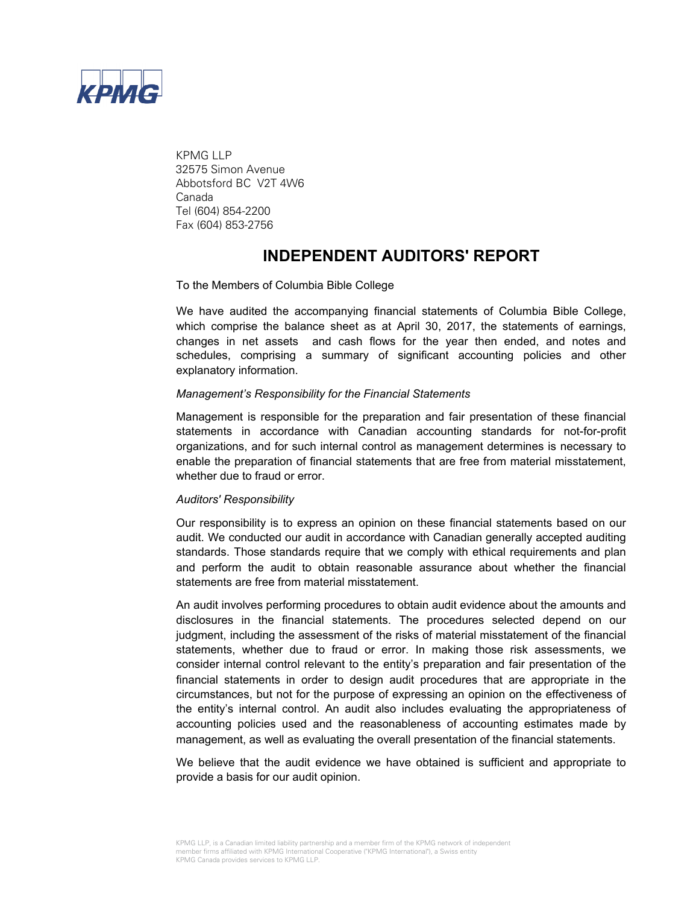KPMG

KPMG LLP
32575 Simon Avenue
Abbotsford BC V2T 4W6
Canada
Tel (604) 854-2200
Fax (604) 853-2756

# INDEPENDENT AUDITORS' REPORT

To the Members of Columbia Bible College

We have audited the accompanying financial statements of Columbia Bible College, which comprise the balance sheet as at April 30, 2017, the statements of earnings, changes in net assets and cash flows for the year then ended, and notes and schedules, comprising a summary of significant accounting policies and other explanatory information.

*Management's Responsibility for the Financial Statements*

Management is responsible for the preparation and fair presentation of these financial statements in accordance with Canadian accounting standards for not-for-profit organizations, and for such internal control as management determines is necessary to enable the preparation of financial statements that are free from material misstatement, whether due to fraud or error.

*Auditors' Responsibility*

Our responsibility is to express an opinion on these financial statements based on our audit. We conducted our audit in accordance with Canadian generally accepted auditing standards. Those standards require that we comply with ethical requirements and plan and perform the audit to obtain reasonable assurance about whether the financial statements are free from material misstatement.

An audit involves performing procedures to obtain audit evidence about the amounts and disclosures in the financial statements. The procedures selected depend on our judgment, including the assessment of the risks of material misstatement of the financial statements, whether due to fraud or error. In making those risk assessments, we consider internal control relevant to the entity's preparation and fair presentation of the financial statements in order to design audit procedures that are appropriate in the circumstances, but not for the purpose of expressing an opinion on the effectiveness of the entity's internal control. An audit also includes evaluating the appropriateness of accounting policies used and the reasonableness of accounting estimates made by management, as well as evaluating the overall presentation of the financial statements.

We believe that the audit evidence we have obtained is sufficient and appropriate to provide a basis for our audit opinion.

KPMG LLP, is a Canadian limited liability partnership and a member firm of the KPMG network of independent member firms affiliated with KPMG International Cooperative ("KPMG International"), a Swiss entity
KPMG Canada provides services to KPMG LLP.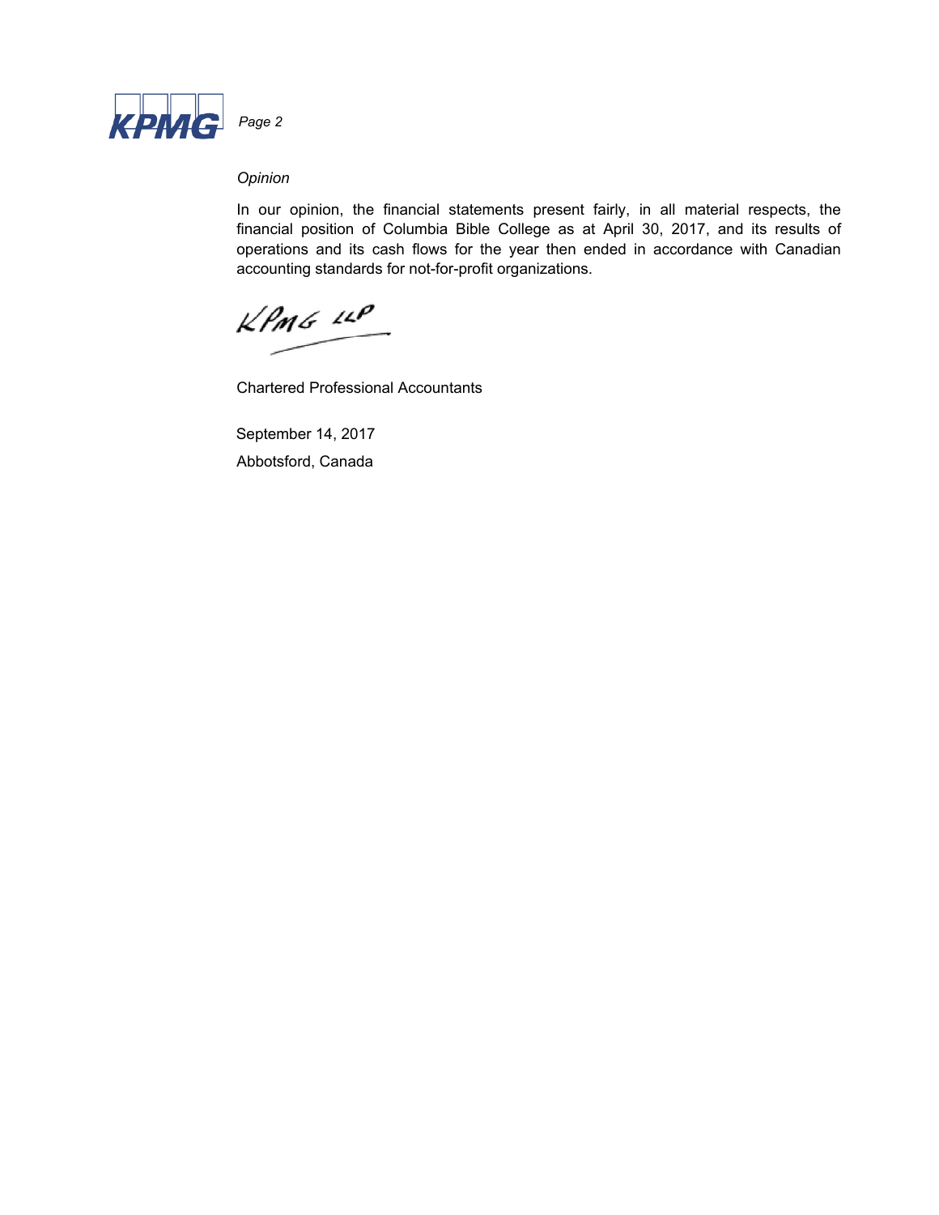*Opinion*

In our opinion, the financial statements present fairly, in all material respects, the financial position of Columbia Bible College as at April 30, 2017, and its results of operations and its cash flows for the year then ended in accordance with Canadian accounting standards for not-for-profit organizations.

KPMG LLP

Chartered Professional Accountants

September 14, 2017

Abbotsford, Canada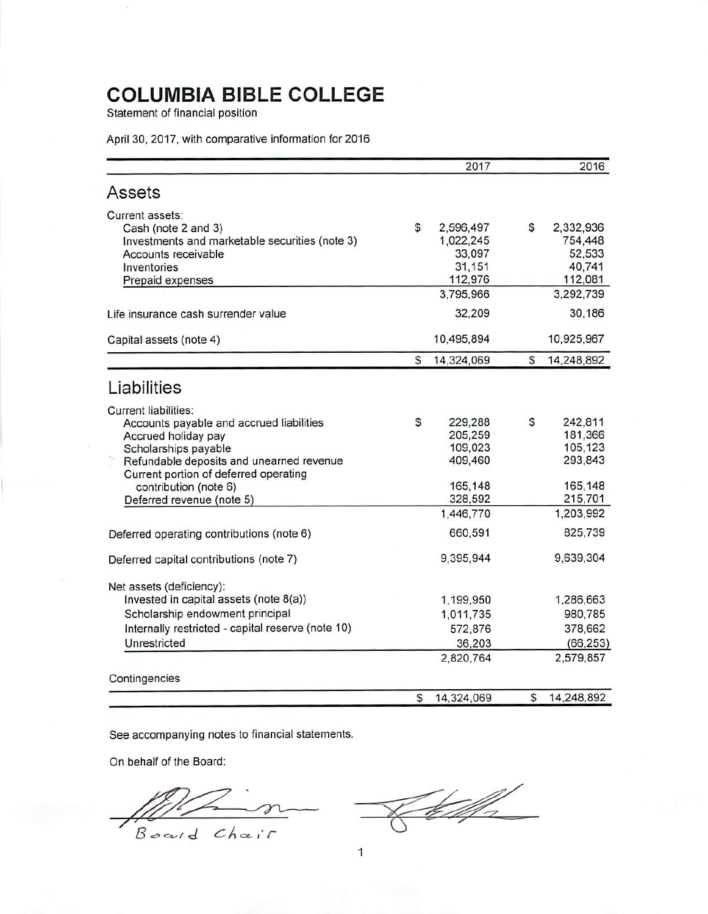# COLUMBIA BIBLE COLLEGE

Statement of financial position

April 30, 2017, with comparative information for 2016

| | 2017 | 2016 |
|---|---|---|
| **Assets** | | |
| Current assets: | | |
| Cash (note 2 and 3) | $ 2,596,497 | $ 2,332,936 |
| Investments and marketable securities (note 3) | 1,022,245 | 754,448 |
| Accounts receivable | 33,097 | 52,533 |
| Inventories | 31,151 | 40,741 |
| Prepaid expenses | 112,976 | 112,081 |
| | 3,795,966 | 3,292,739 |
| Life insurance cash surrender value | 32,209 | 30,186 |
| Capital assets (note 4) | 10,495,894 | 10,925,967 |
| | $ 14,324,069 | $ 14,248,892 |
| **Liabilities** | | |
| Current liabilities: | | |
| Accounts payable and accrued liabilities | $ 229,288 | $ 242,811 |
| Accrued holiday pay | 205,259 | 181,366 |
| Scholarships payable | 109,023 | 105,123 |
| Refundable deposits and unearned revenue | 409,460 | 293,843 |
| Current portion of deferred operating contribution (note 6) | 165,148 | 165,148 |
| Deferred revenue (note 5) | 328,592 | 215,701 |
| | 1,446,770 | 1,203,992 |
| Deferred operating contributions (note 6) | 660,591 | 825,739 |
| Deferred capital contributions (note 7) | 9,395,944 | 9,639,304 |
| Net assets (deficiency): | | |
| Invested in capital assets (note 8(a)) | 1,199,950 | 1,286,663 |
| Scholarship endowment principal | 1,011,735 | 980,785 |
| Internally restricted - capital reserve (note 10) | 572,876 | 378,662 |
| Unrestricted | 36,203 | (66,253) |
| | 2,820,764 | 2,579,857 |
| Contingencies | | |
| | $ 14,324,069 | $ 14,248,892 |

See accompanying notes to financial statements.

On behalf of the Board:

Board Chair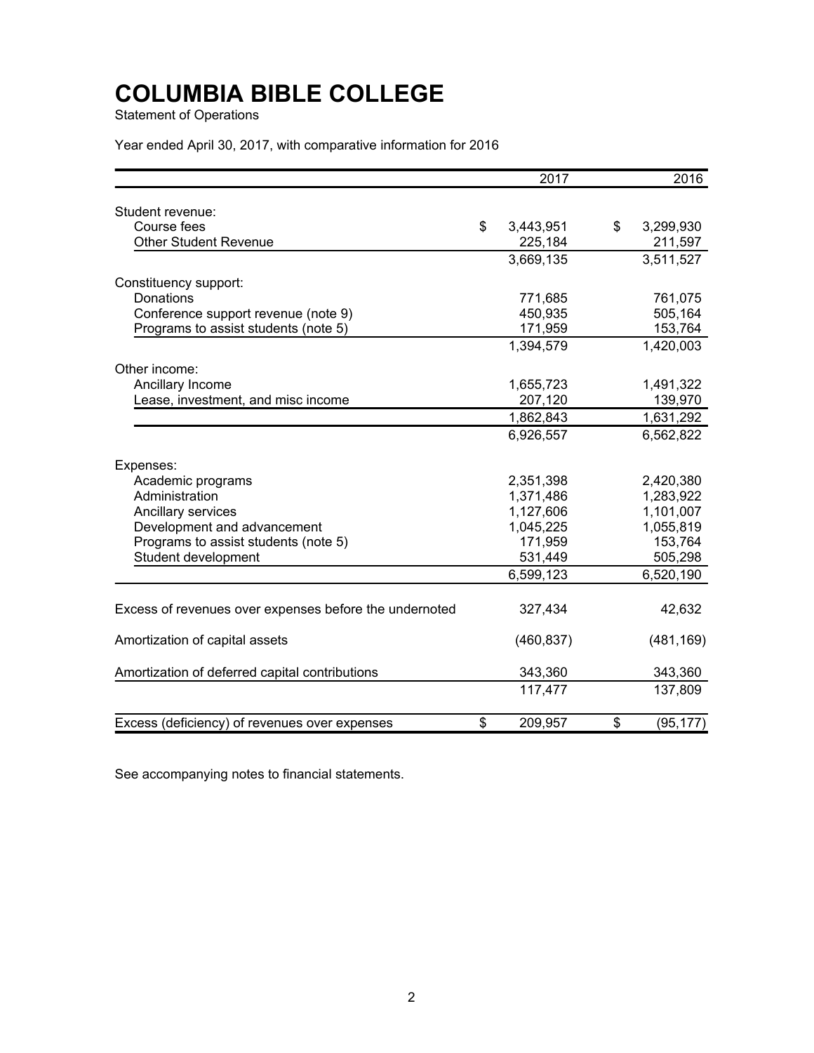# COLUMBIA BIBLE COLLEGE

Statement of Operations

Year ended April 30, 2017, with comparative information for 2016

| | 2017 | 2016 |
|---|---|---|
| Student revenue: | | |
| Course fees | $ 3,443,951 | $ 3,299,930 |
| Other Student Revenue | 225,184 | 211,597 |
| | 3,669,135 | 3,511,527 |
| Constituency support: | | |
| Donations | 771,685 | 761,075 |
| Conference support revenue (note 9) | 450,935 | 505,164 |
| Programs to assist students (note 5) | 171,959 | 153,764 |
| | 1,394,579 | 1,420,003 |
| Other income: | | |
| Ancillary Income | 1,655,723 | 1,491,322 |
| Lease, investment, and misc income | 207,120 | 139,970 |
| | 1,862,843 | 1,631,292 |
| | 6,926,557 | 6,562,822 |
| Expenses: | | |
| Academic programs | 2,351,398 | 2,420,380 |
| Administration | 1,371,486 | 1,283,922 |
| Ancillary services | 1,127,606 | 1,101,007 |
| Development and advancement | 1,045,225 | 1,055,819 |
| Programs to assist students (note 5) | 171,959 | 153,764 |
| Student development | 531,449 | 505,298 |
| | 6,599,123 | 6,520,190 |
| Excess of revenues over expenses before the undernoted | 327,434 | 42,632 |
| Amortization of capital assets | (460,837) | (481,169) |
| Amortization of deferred capital contributions | 343,360 | 343,360 |
| | 117,477 | 137,809 |
| Excess (deficiency) of revenues over expenses | $ 209,957 | $ (95,177) |

See accompanying notes to financial statements.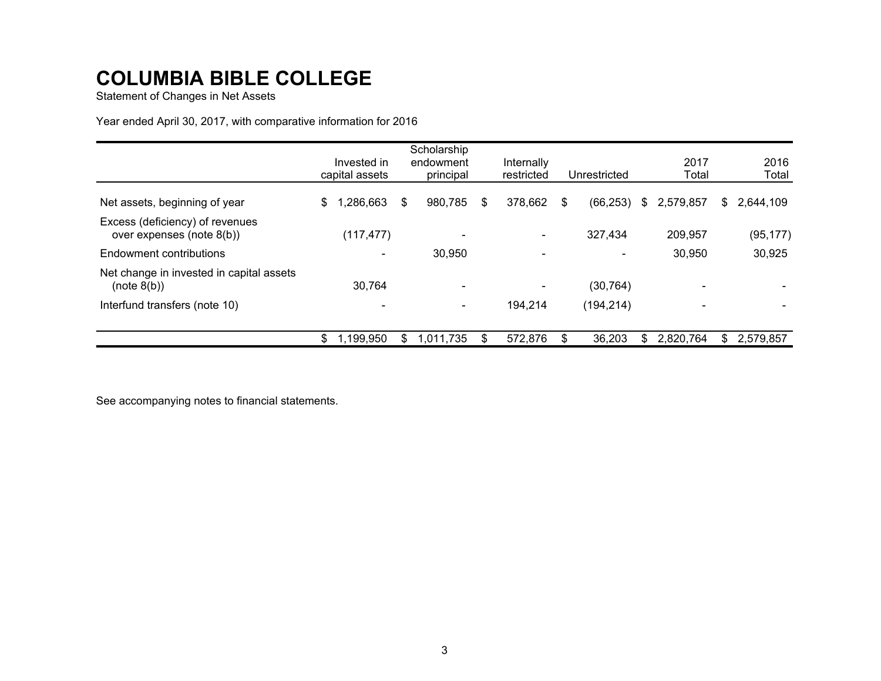# COLUMBIA BIBLE COLLEGE

Statement of Changes in Net Assets

Year ended April 30, 2017, with comparative information for 2016

| | Invested in capital assets | Scholarship endowment principal | Internally restricted | Unrestricted | 2017 Total | 2016 Total |
|---|---|---|---|---|---|---|
| Net assets, beginning of year | $ 1,286,663 | $ 980,785 | $ 378,662 | $ (66,253) | $ 2,579,857 | $ 2,644,109 |
| Excess (deficiency) of revenues over expenses (note 8(b)) | (117,477) | - | - | 327,434 | 209,957 | (95,177) |
| Endowment contributions | - | 30,950 | - | - | 30,950 | 30,925 |
| Net change in invested in capital assets (note 8(b)) | 30,764 | - | - | (30,764) | - | - |
| Interfund transfers (note 10) | - | - | 194,214 | (194,214) | - | - |
| | $ 1,199,950 | $ 1,011,735 | $ 572,876 | $ 36,203 | $ 2,820,764 | $ 2,579,857 |

See accompanying notes to financial statements.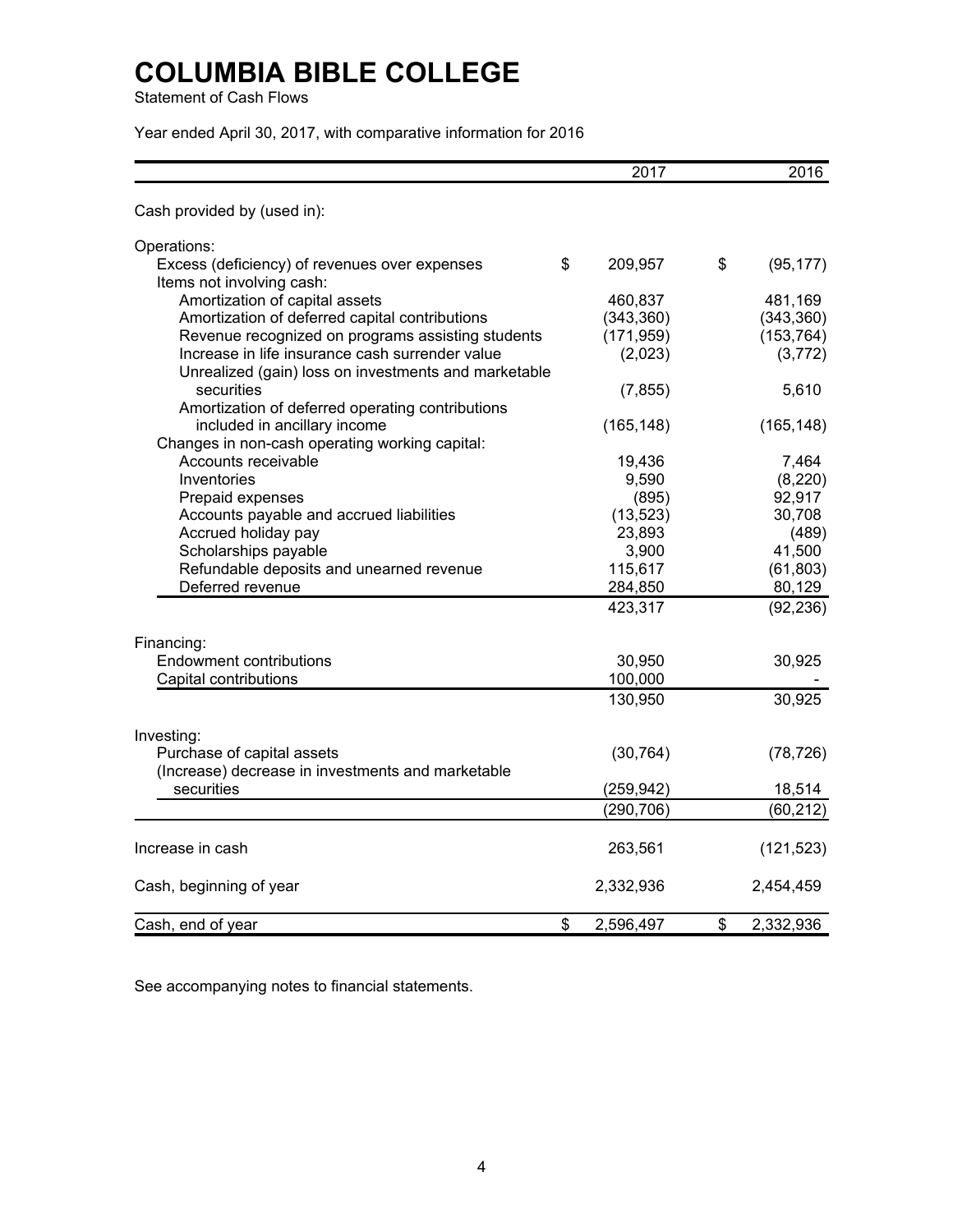# COLUMBIA BIBLE COLLEGE

Statement of Cash Flows

Year ended April 30, 2017, with comparative information for 2016

| | 2017 | 2016 |
|---|---|---|
| Cash provided by (used in): | | |
| Operations: | | |
| Excess (deficiency) of revenues over expenses | $ 209,957 | $ (95,177) |
| Items not involving cash: | | |
| Amortization of capital assets | 460,837 | 481,169 |
| Amortization of deferred capital contributions | (343,360) | (343,360) |
| Revenue recognized on programs assisting students | (171,959) | (153,764) |
| Increase in life insurance cash surrender value | (2,023) | (3,772) |
| Unrealized (gain) loss on investments and marketable securities | (7,855) | 5,610 |
| Amortization of deferred operating contributions included in ancillary income | (165,148) | (165,148) |
| Changes in non-cash operating working capital: | | |
| Accounts receivable | 19,436 | 7,464 |
| Inventories | 9,590 | (8,220) |
| Prepaid expenses | (895) | 92,917 |
| Accounts payable and accrued liabilities | (13,523) | 30,708 |
| Accrued holiday pay | 23,893 | (489) |
| Scholarships payable | 3,900 | 41,500 |
| Refundable deposits and unearned revenue | 115,617 | (61,803) |
| Deferred revenue | 284,850 | 80,129 |
| | 423,317 | (92,236) |
| Financing: | | |
| Endowment contributions | 30,950 | 30,925 |
| Capital contributions | 100,000 | - |
| | 130,950 | 30,925 |
| Investing: | | |
| Purchase of capital assets | (30,764) | (78,726) |
| (Increase) decrease in investments and marketable securities | (259,942) | 18,514 |
| | (290,706) | (60,212) |
| Increase in cash | 263,561 | (121,523) |
| Cash, beginning of year | 2,332,936 | 2,454,459 |
| Cash, end of year | $ 2,596,497 | $ 2,332,936 |

See accompanying notes to financial statements.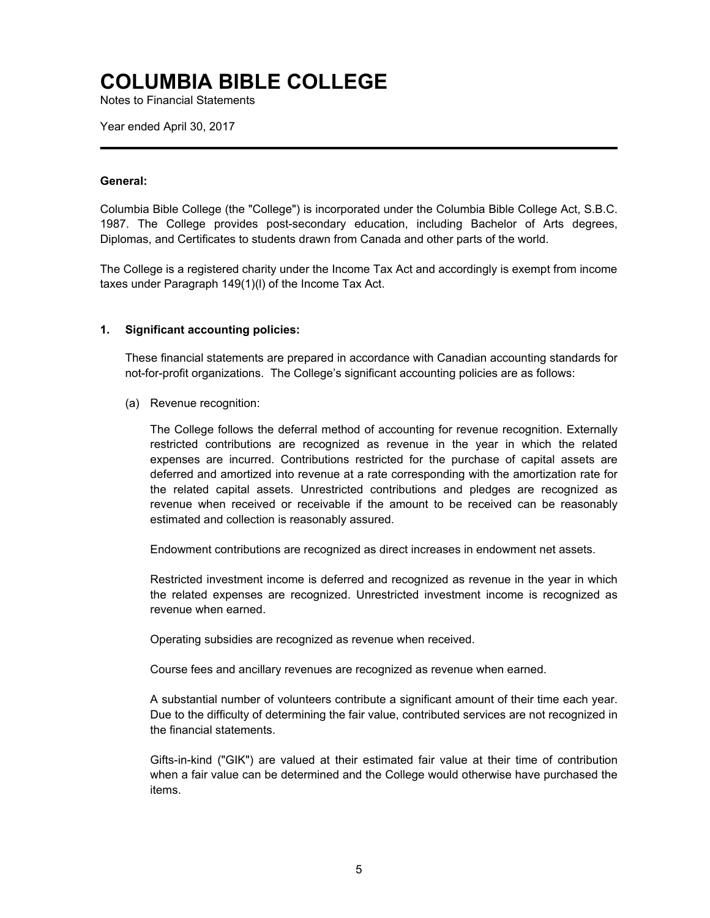# COLUMBIA BIBLE COLLEGE

Notes to Financial Statements

Year ended April 30, 2017

---

**General:**

Columbia Bible College (the "College") is incorporated under the Columbia Bible College Act, S.B.C. 1987. The College provides post-secondary education, including Bachelor of Arts degrees, Diplomas, and Certificates to students drawn from Canada and other parts of the world.

The College is a registered charity under the Income Tax Act and accordingly is exempt from income taxes under Paragraph 149(1)(l) of the Income Tax Act.

## 1. Significant accounting policies:

These financial statements are prepared in accordance with Canadian accounting standards for not-for-profit organizations. The College's significant accounting policies are as follows:

(a) Revenue recognition:

The College follows the deferral method of accounting for revenue recognition. Externally restricted contributions are recognized as revenue in the year in which the related expenses are incurred. Contributions restricted for the purchase of capital assets are deferred and amortized into revenue at a rate corresponding with the amortization rate for the related capital assets. Unrestricted contributions and pledges are recognized as revenue when received or receivable if the amount to be received can be reasonably estimated and collection is reasonably assured.

Endowment contributions are recognized as direct increases in endowment net assets.

Restricted investment income is deferred and recognized as revenue in the year in which the related expenses are recognized. Unrestricted investment income is recognized as revenue when earned.

Operating subsidies are recognized as revenue when received.

Course fees and ancillary revenues are recognized as revenue when earned.

A substantial number of volunteers contribute a significant amount of their time each year. Due to the difficulty of determining the fair value, contributed services are not recognized in the financial statements.

Gifts-in-kind ("GIK") are valued at their estimated fair value at their time of contribution when a fair value can be determined and the College would otherwise have purchased the items.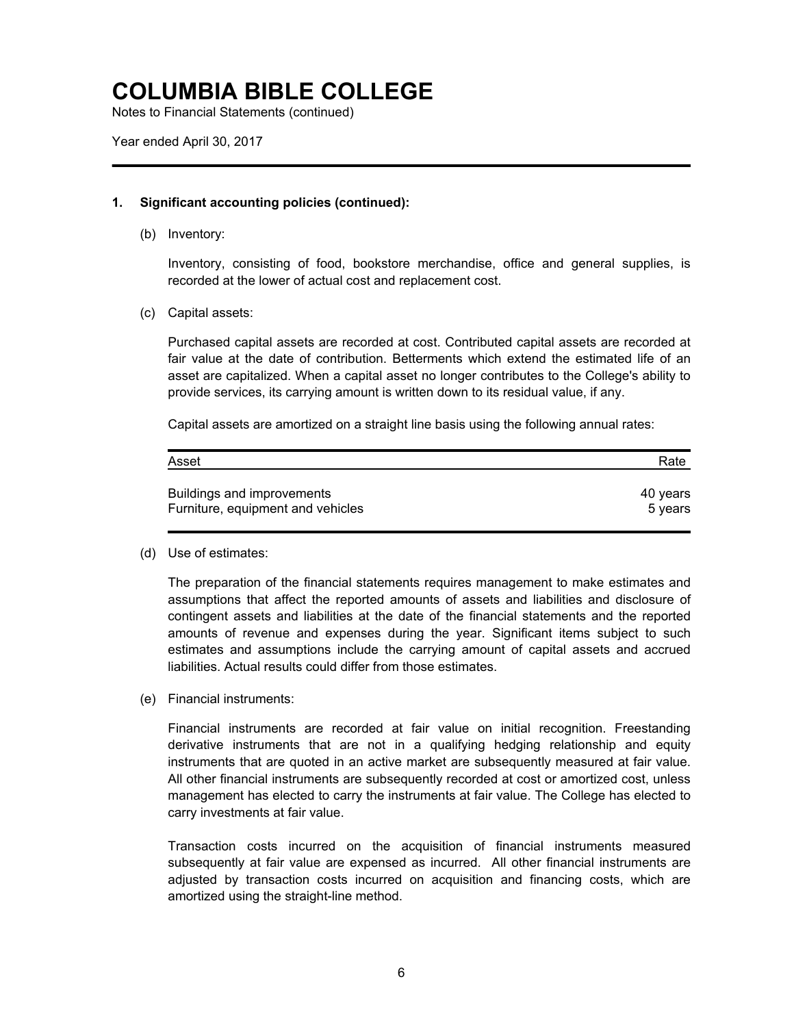# COLUMBIA BIBLE COLLEGE

Notes to Financial Statements (continued)

Year ended April 30, 2017

---

**1. Significant accounting policies (continued):**

(b) Inventory:

Inventory, consisting of food, bookstore merchandise, office and general supplies, is recorded at the lower of actual cost and replacement cost.

(c) Capital assets:

Purchased capital assets are recorded at cost. Contributed capital assets are recorded at fair value at the date of contribution. Betterments which extend the estimated life of an asset are capitalized. When a capital asset no longer contributes to the College's ability to provide services, its carrying amount is written down to its residual value, if any.

Capital assets are amortized on a straight line basis using the following annual rates:

| Asset | Rate |
|---|---|
| Buildings and improvements | 40 years |
| Furniture, equipment and vehicles | 5 years |

(d) Use of estimates:

The preparation of the financial statements requires management to make estimates and assumptions that affect the reported amounts of assets and liabilities and disclosure of contingent assets and liabilities at the date of the financial statements and the reported amounts of revenue and expenses during the year. Significant items subject to such estimates and assumptions include the carrying amount of capital assets and accrued liabilities. Actual results could differ from those estimates.

(e) Financial instruments:

Financial instruments are recorded at fair value on initial recognition. Freestanding derivative instruments that are not in a qualifying hedging relationship and equity instruments that are quoted in an active market are subsequently measured at fair value. All other financial instruments are subsequently recorded at cost or amortized cost, unless management has elected to carry the instruments at fair value. The College has elected to carry investments at fair value.

Transaction costs incurred on the acquisition of financial instruments measured subsequently at fair value are expensed as incurred. All other financial instruments are adjusted by transaction costs incurred on acquisition and financing costs, which are amortized using the straight-line method.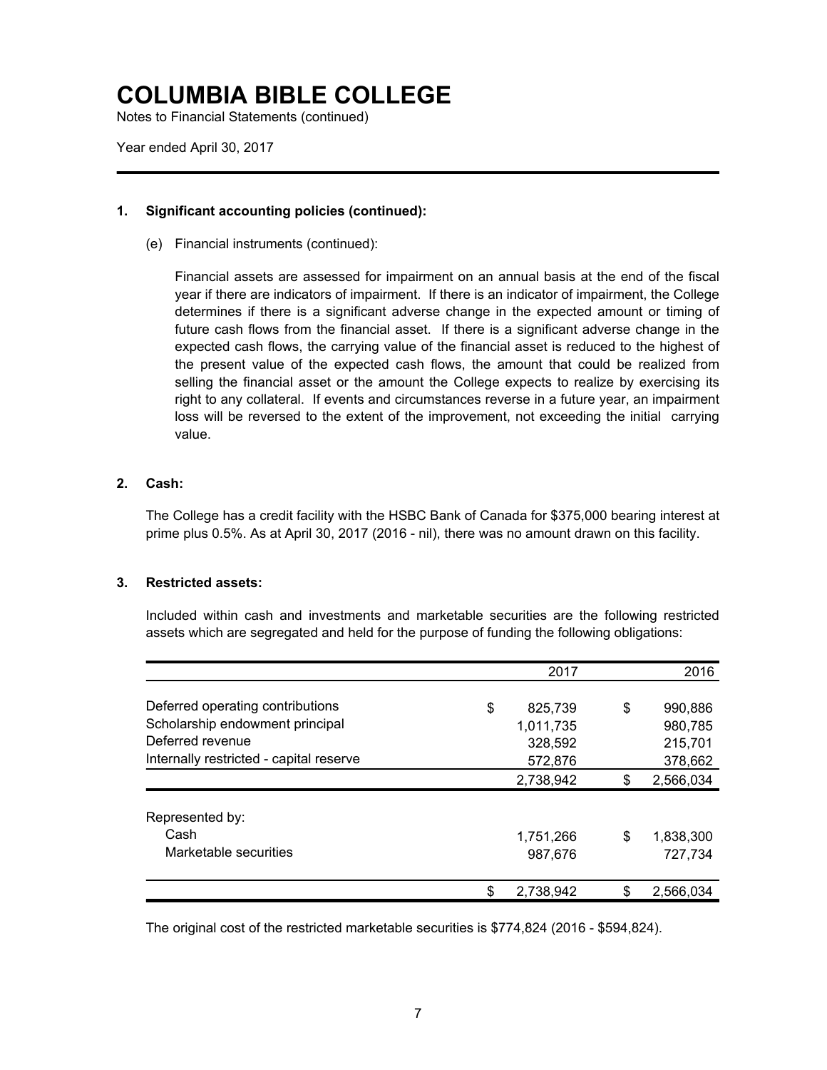# COLUMBIA BIBLE COLLEGE

Notes to Financial Statements (continued)

Year ended April 30, 2017

---

## 1. Significant accounting policies (continued):

(e) Financial instruments (continued):

Financial assets are assessed for impairment on an annual basis at the end of the fiscal year if there are indicators of impairment. If there is an indicator of impairment, the College determines if there is a significant adverse change in the expected amount or timing of future cash flows from the financial asset. If there is a significant adverse change in the expected cash flows, the carrying value of the financial asset is reduced to the highest of the present value of the expected cash flows, the amount that could be realized from selling the financial asset or the amount the College expects to realize by exercising its right to any collateral. If events and circumstances reverse in a future year, an impairment loss will be reversed to the extent of the improvement, not exceeding the initial carrying value.

## 2. Cash:

The College has a credit facility with the HSBC Bank of Canada for $375,000 bearing interest at prime plus 0.5%. As at April 30, 2017 (2016 - nil), there was no amount drawn on this facility.

## 3. Restricted assets:

Included within cash and investments and marketable securities are the following restricted assets which are segregated and held for the purpose of funding the following obligations:

| | 2017 | 2016 |
|---|---|---|
| Deferred operating contributions | $ 825,739 | $ 990,886 |
| Scholarship endowment principal | 1,011,735 | 980,785 |
| Deferred revenue | 328,592 | 215,701 |
| Internally restricted - capital reserve | 572,876 | 378,662 |
| | 2,738,942 | $ 2,566,034 |
| Represented by: | | |
| Cash | 1,751,266 | $ 1,838,300 |
| Marketable securities | 987,676 | 727,734 |
| | $ 2,738,942 | $ 2,566,034 |

The original cost of the restricted marketable securities is $774,824 (2016 - $594,824).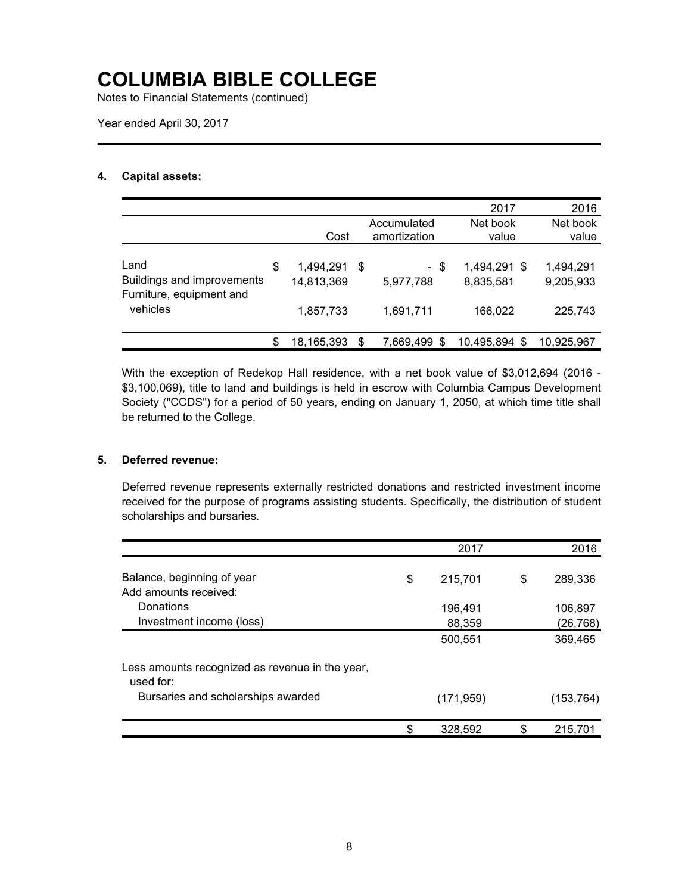# COLUMBIA BIBLE COLLEGE

Notes to Financial Statements (continued)

Year ended April 30, 2017

## 4. Capital assets:

| | Cost | Accumulated amortization | 2017 Net book value | 2016 Net book value |
|---|---|---|---|---|
| Land | $ 1,494,291 | $ - | $ 1,494,291 | $ 1,494,291 |
| Buildings and improvements | 14,813,369 | 5,977,788 | 8,835,581 | 9,205,933 |
| Furniture, equipment and vehicles | 1,857,733 | 1,691,711 | 166,022 | 225,743 |
| | $ 18,165,393 | $ 7,669,499 | $ 10,495,894 | $ 10,925,967 |

With the exception of Redekop Hall residence, with a net book value of $3,012,694 (2016 - $3,100,069), title to land and buildings is held in escrow with Columbia Campus Development Society ("CCDS") for a period of 50 years, ending on January 1, 2050, at which time title shall be returned to the College.

## 5. Deferred revenue:

Deferred revenue represents externally restricted donations and restricted investment income received for the purpose of programs assisting students. Specifically, the distribution of student scholarships and bursaries.

| | 2017 | 2016 |
|---|---|---|
| Balance, beginning of year | $ 215,701 | $ 289,336 |
| Add amounts received: | | |
| Donations | 196,491 | 106,897 |
| Investment income (loss) | 88,359 | (26,768) |
| | 500,551 | 369,465 |
| Less amounts recognized as revenue in the year, used for: | | |
| Bursaries and scholarships awarded | (171,959) | (153,764) |
| | $ 328,592 | $ 215,701 |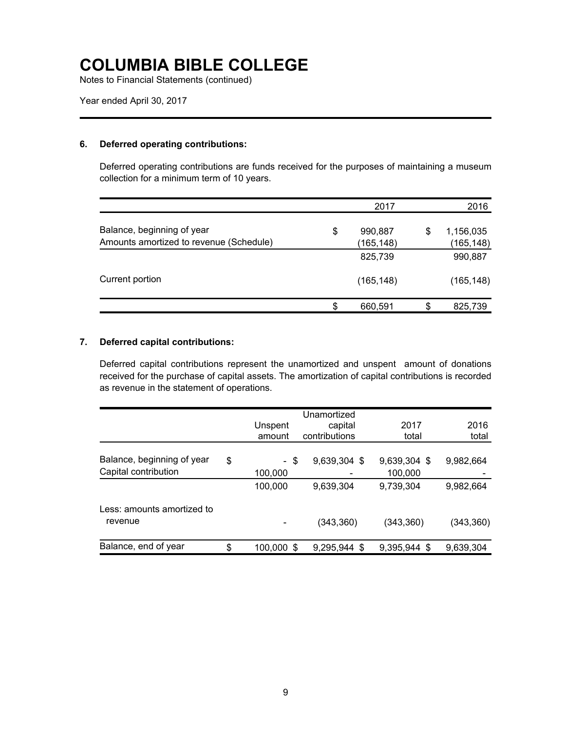# COLUMBIA BIBLE COLLEGE

Notes to Financial Statements (continued)

Year ended April 30, 2017

## 6. Deferred operating contributions:

Deferred operating contributions are funds received for the purposes of maintaining a museum collection for a minimum term of 10 years.

| | 2017 | 2016 |
|---|---|---|
| Balance, beginning of year | $ 990,887 | $ 1,156,035 |
| Amounts amortized to revenue (Schedule) | (165,148) | (165,148) |
| | 825,739 | 990,887 |
| Current portion | (165,148) | (165,148) |
| | $ 660,591 | $ 825,739 |

## 7. Deferred capital contributions:

Deferred capital contributions represent the unamortized and unspent amount of donations received for the purchase of capital assets. The amortization of capital contributions is recorded as revenue in the statement of operations.

| | Unspent amount | Unamortized capital contributions | 2017 total | 2016 total |
|---|---|---|---|---|
| Balance, beginning of year | $ - | $ 9,639,304 | $ 9,639,304 | $ 9,982,664 |
| Capital contribution | 100,000 | - | 100,000 | - |
| | 100,000 | 9,639,304 | 9,739,304 | 9,982,664 |
| Less: amounts amortized to revenue | - | (343,360) | (343,360) | (343,360) |
| Balance, end of year | $ 100,000 | $ 9,295,944 | $ 9,395,944 | $ 9,639,304 |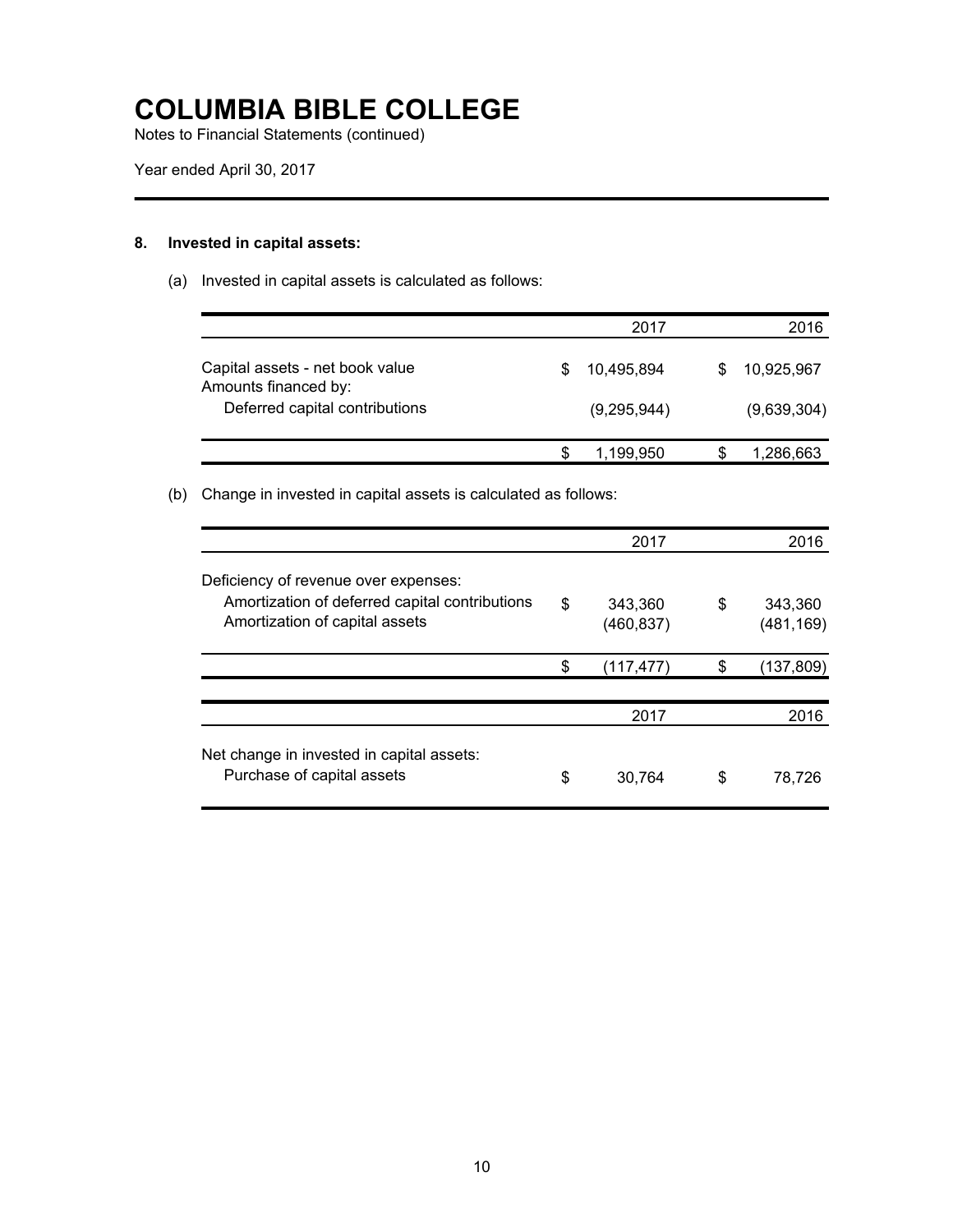# COLUMBIA BIBLE COLLEGE

Notes to Financial Statements (continued)

Year ended April 30, 2017

## 8. Invested in capital assets:

(a) Invested in capital assets is calculated as follows:

| | 2017 | 2016 |
|---|---|---|
| Capital assets - net book value | $ 10,495,894 | $ 10,925,967 |
| Amounts financed by: | | |
| Deferred capital contributions | (9,295,944) | (9,639,304) |
| | $ 1,199,950 | $ 1,286,663 |

(b) Change in invested in capital assets is calculated as follows:

| | 2017 | 2016 |
|---|---|---|
| Deficiency of revenue over expenses: | | |
| Amortization of deferred capital contributions | $ 343,360 | $ 343,360 |
| Amortization of capital assets | (460,837) | (481,169) |
| | $ (117,477) | $ (137,809) |

| | 2017 | 2016 |
|---|---|---|
| Net change in invested in capital assets: | | |
| Purchase of capital assets | $ 30,764 | $ 78,726 |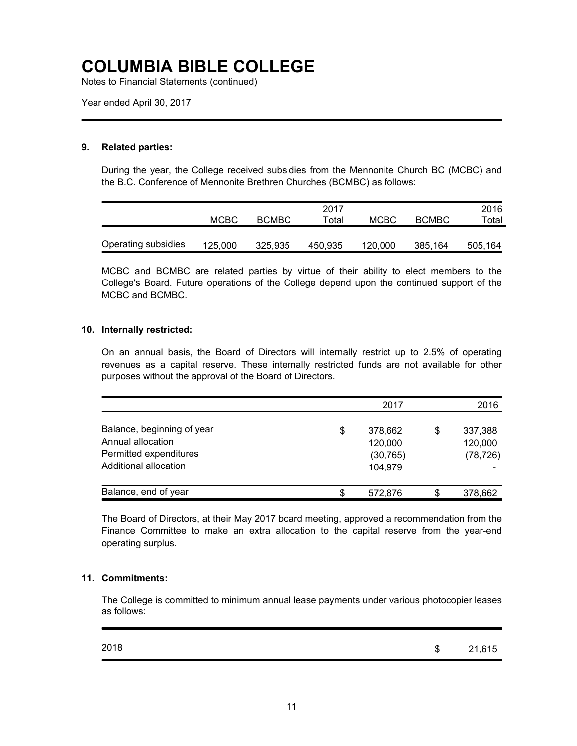# COLUMBIA BIBLE COLLEGE

Notes to Financial Statements (continued)

Year ended April 30, 2017

## 9. Related parties:

During the year, the College received subsidies from the Mennonite Church BC (MCBC) and the B.C. Conference of Mennonite Brethren Churches (BCMBC) as follows:

| | MCBC | BCMBC | 2017 Total | MCBC | BCMBC | 2016 Total |
|---|---|---|---|---|---|---|
| Operating subsidies | 125,000 | 325,935 | 450,935 | 120,000 | 385,164 | 505,164 |

MCBC and BCMBC are related parties by virtue of their ability to elect members to the College's Board. Future operations of the College depend upon the continued support of the MCBC and BCMBC.

## 10. Internally restricted:

On an annual basis, the Board of Directors will internally restrict up to 2.5% of operating revenues as a capital reserve. These internally restricted funds are not available for other purposes without the approval of the Board of Directors.

| | 2017 | 2016 |
|---|---|---|
| Balance, beginning of year | $ 378,662 | $ 337,388 |
| Annual allocation | 120,000 | 120,000 |
| Permitted expenditures | (30,765) | (78,726) |
| Additional allocation | 104,979 | - |
| Balance, end of year | $ 572,876 | $ 378,662 |

The Board of Directors, at their May 2017 board meeting, approved a recommendation from the Finance Committee to make an extra allocation to the capital reserve from the year-end operating surplus.

## 11. Commitments:

The College is committed to minimum annual lease payments under various photocopier leases as follows:

| | |
|---|---|
| 2018 | $ 21,615 |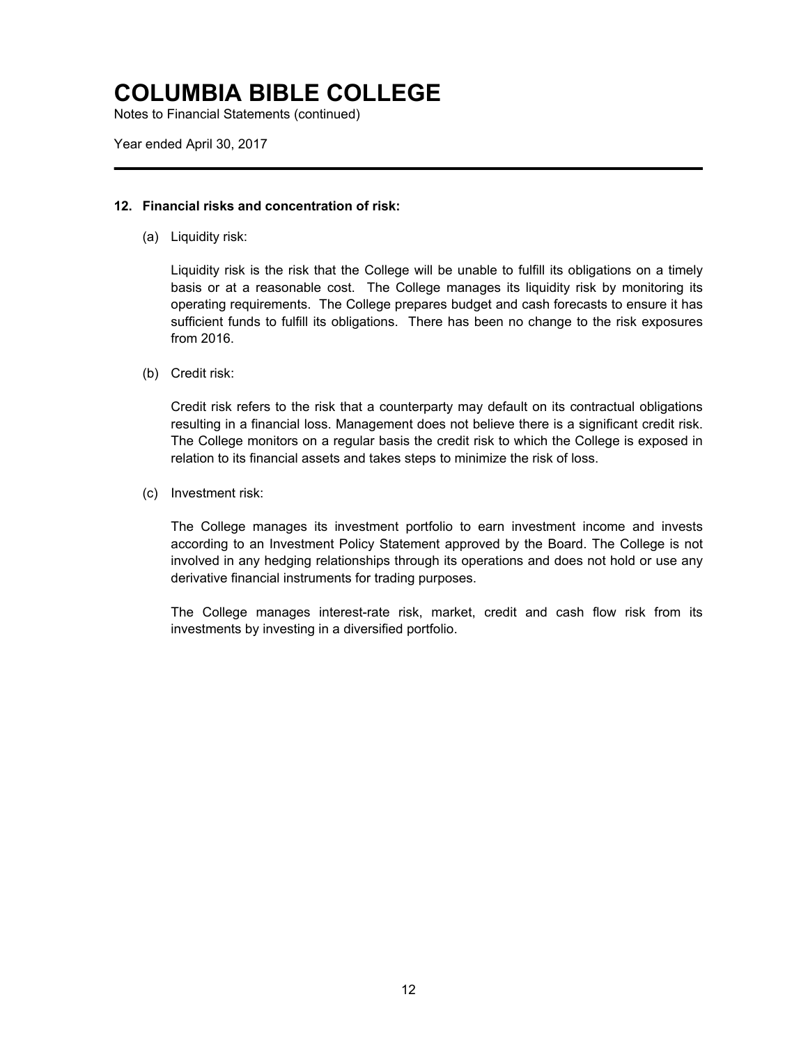# COLUMBIA BIBLE COLLEGE

Notes to Financial Statements (continued)

Year ended April 30, 2017

---

**12. Financial risks and concentration of risk:**

(a) Liquidity risk:

Liquidity risk is the risk that the College will be unable to fulfill its obligations on a timely basis or at a reasonable cost. The College manages its liquidity risk by monitoring its operating requirements. The College prepares budget and cash forecasts to ensure it has sufficient funds to fulfill its obligations. There has been no change to the risk exposures from 2016.

(b) Credit risk:

Credit risk refers to the risk that a counterparty may default on its contractual obligations resulting in a financial loss. Management does not believe there is a significant credit risk. The College monitors on a regular basis the credit risk to which the College is exposed in relation to its financial assets and takes steps to minimize the risk of loss.

(c) Investment risk:

The College manages its investment portfolio to earn investment income and invests according to an Investment Policy Statement approved by the Board. The College is not involved in any hedging relationships through its operations and does not hold or use any derivative financial instruments for trading purposes.

The College manages interest-rate risk, market, credit and cash flow risk from its investments by investing in a diversified portfolio.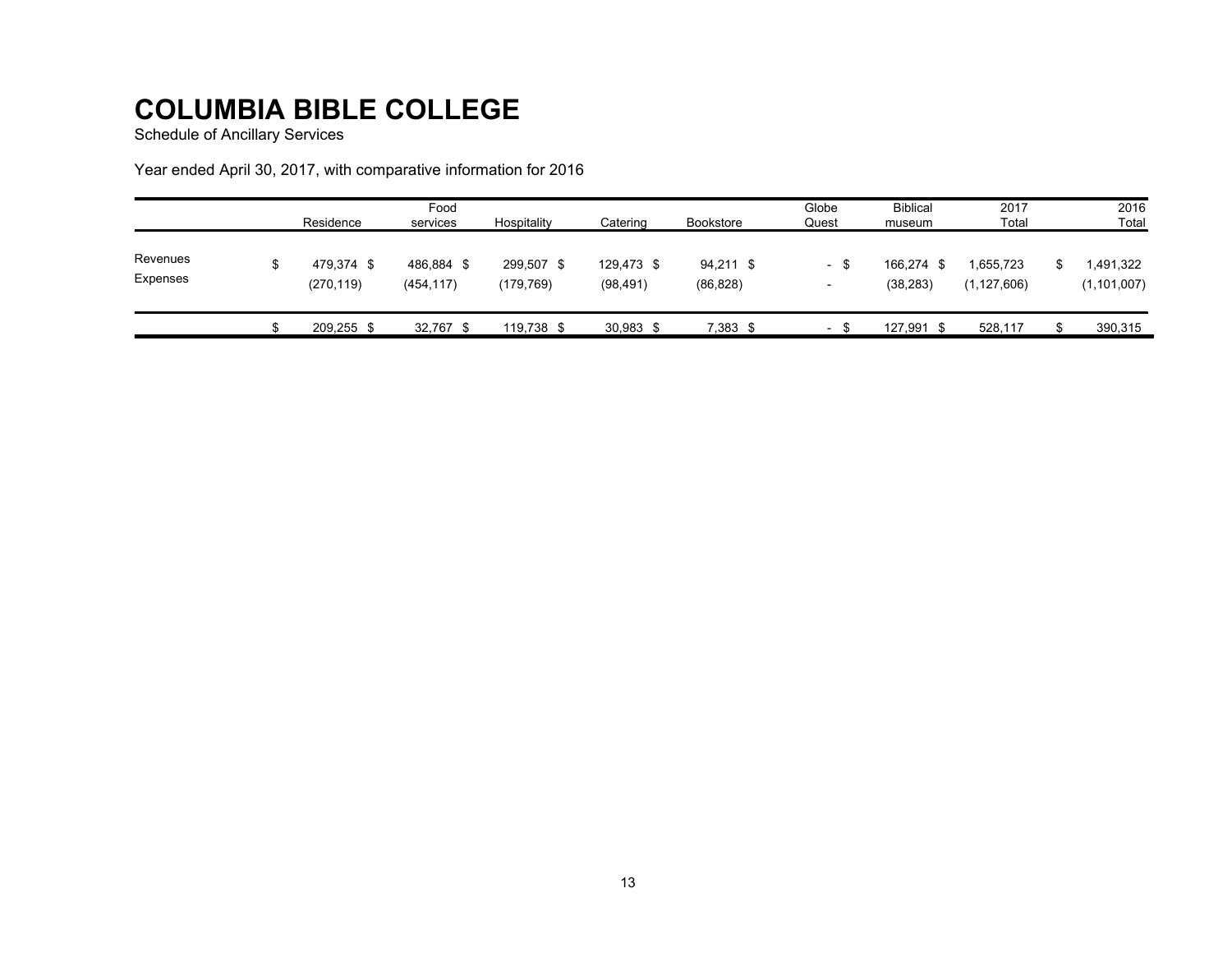# COLUMBIA BIBLE COLLEGE

Schedule of Ancillary Services

Year ended April 30, 2017, with comparative information for 2016

| | Residence | Food services | Hospitality | Catering | Bookstore | Globe Quest | Biblical museum | 2017 Total | 2016 Total |
|---|---|---|---|---|---|---|---|---|---|
| Revenues | $ 479,374 | $ 486,884 | $ 299,507 | $ 129,473 | $ 94,211 | $ - | $ 166,274 | $ 1,655,723 | $ 1,491,322 |
| Expenses | (270,119) | (454,117) | (179,769) | (98,491) | (86,828) | - | (38,283) | (1,127,606) | (1,101,007) |
| | $ 209,255 | $ 32,767 | $ 119,738 | $ 30,983 | $ 7,383 | $ - | $ 127,991 | $ 528,117 | $ 390,315 |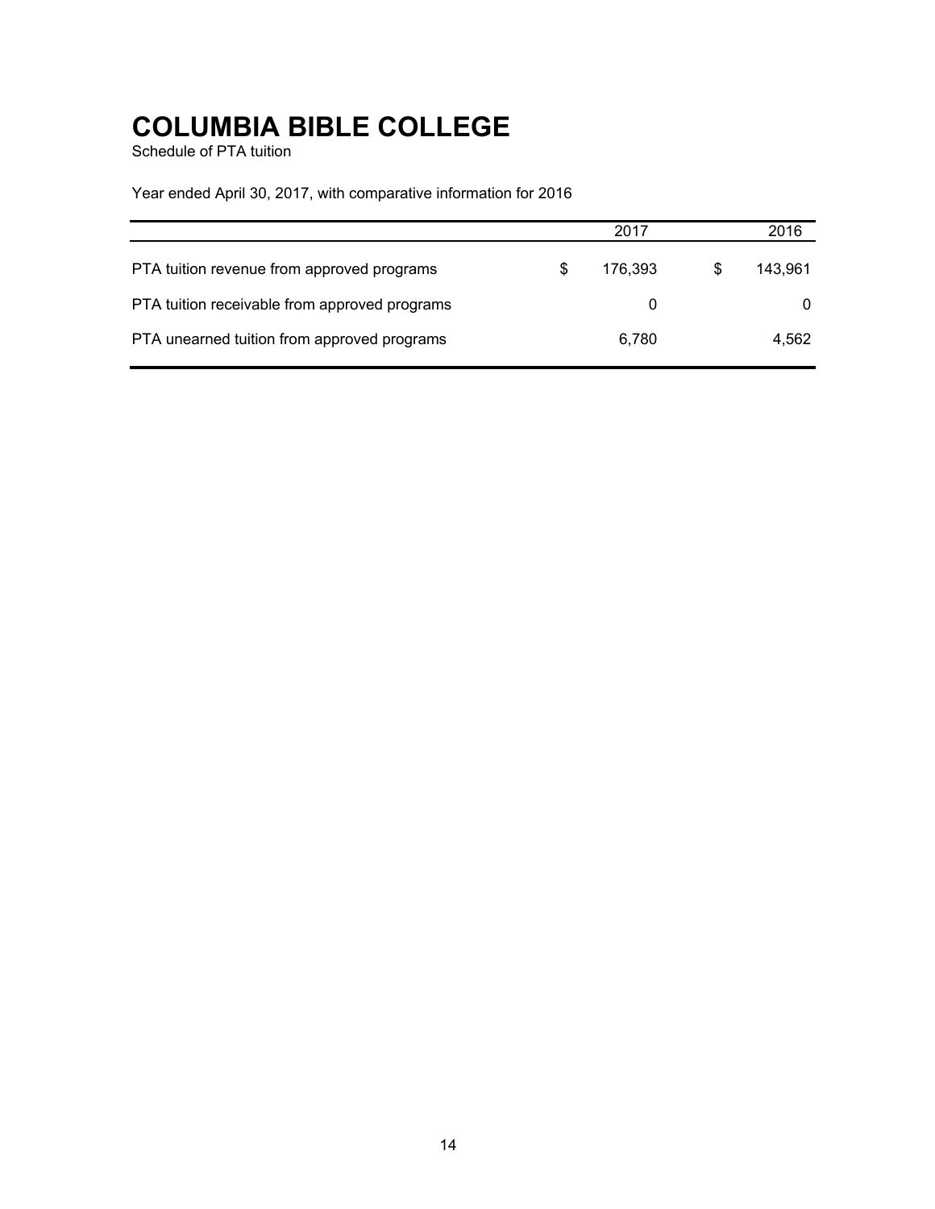# COLUMBIA BIBLE COLLEGE

Schedule of PTA tuition

Year ended April 30, 2017, with comparative information for 2016

| | 2017 | 2016 |
|---|---|---|
| PTA tuition revenue from approved programs | $ 176,393 | $ 143,961 |
| PTA tuition receivable from approved programs | 0 | 0 |
| PTA unearned tuition from approved programs | 6,780 | 4,562 |